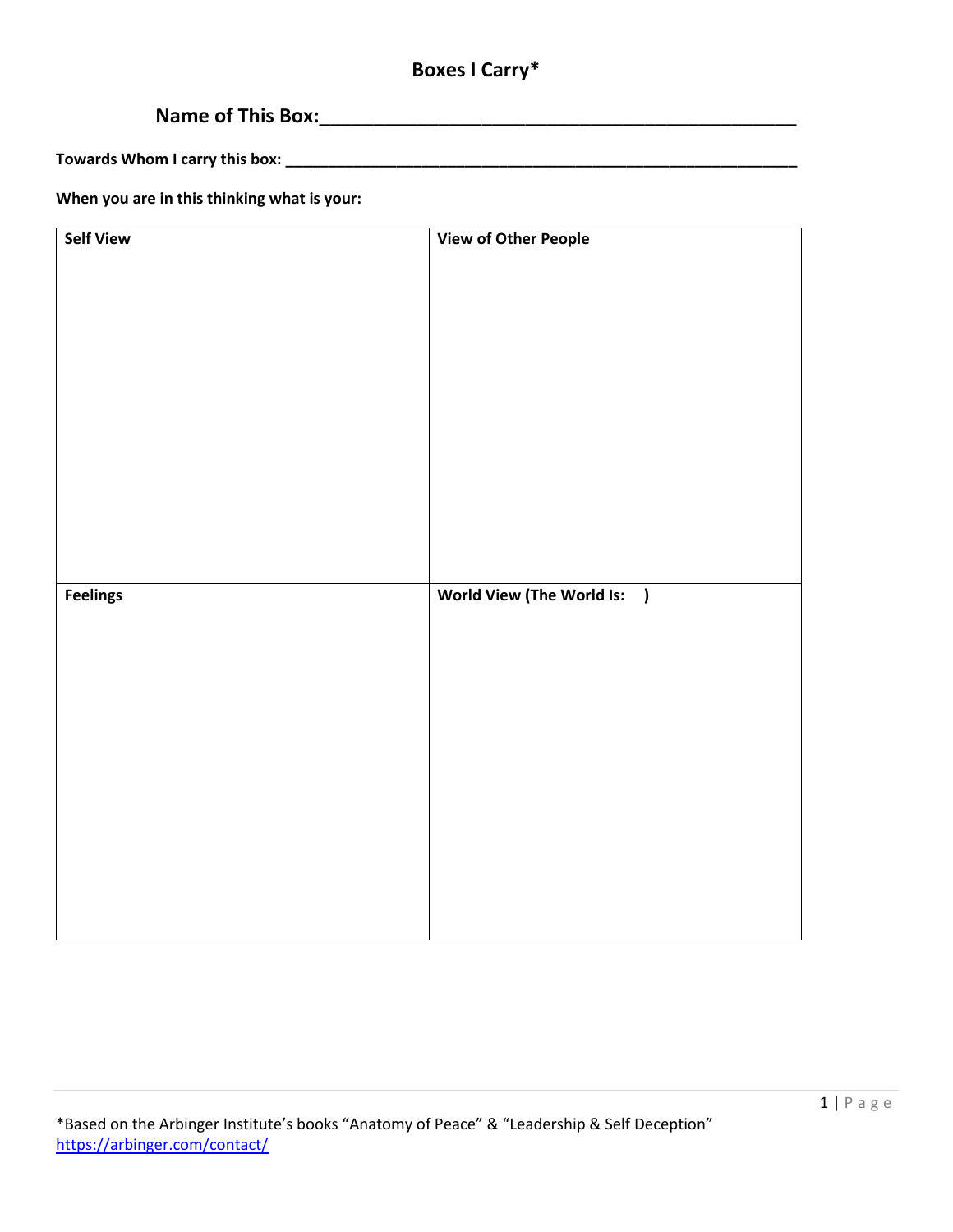# Boxes I Carry*

## Name of This Box:_____________________________________________

**Towards Whom I carry this box:** _______________________________________________________________

**When you are in this thinking what is your:**

| Self View | View of Other People |
| --- | --- |
| | |
| **Feelings** | **World View (The World Is: )** |
| | |

*Based on the Arbinger Institute's books "Anatomy of Peace" & "Leadership & Self Deception"
https://arbinger.com/contact/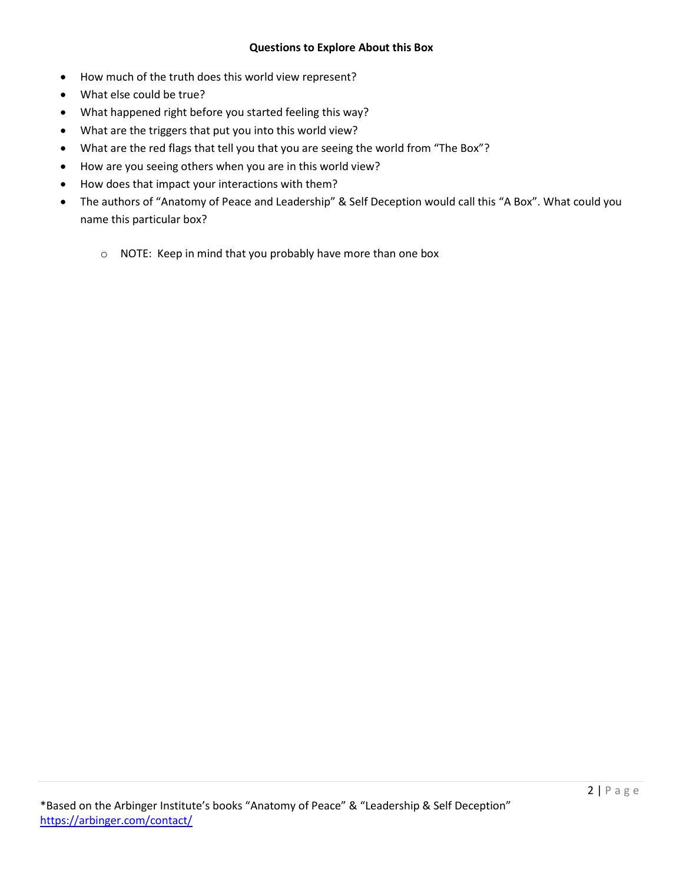**Questions to Explore About this Box**

- How much of the truth does this world view represent?
- What else could be true?
- What happened right before you started feeling this way?
- What are the triggers that put you into this world view?
- What are the red flags that tell you that you are seeing the world from "The Box"?
- How are you seeing others when you are in this world view?
- How does that impact your interactions with them?
- The authors of "Anatomy of Peace and Leadership" & Self Deception would call this "A Box". What could you name this particular box?
    - NOTE: Keep in mind that you probably have more than one box

*Based on the Arbinger Institute's books "Anatomy of Peace" & "Leadership & Self Deception"
https://arbinger.com/contact/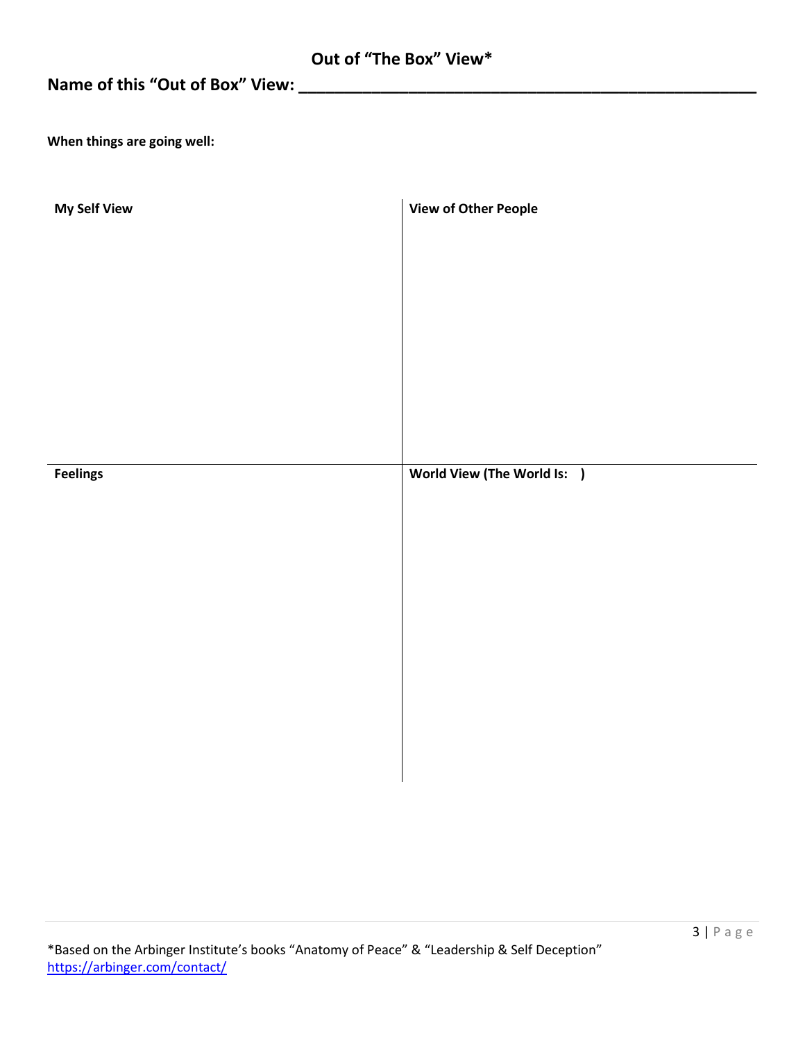## Out of "The Box" View*

**Name of this "Out of Box" View: ______________________________________________**

**When things are going well:**

| **My Self View** | **View of Other People** |
|---|---|
| | |
| **Feelings** | **World View (The World Is: )** |
| | |

*Based on the Arbinger Institute's books "Anatomy of Peace" & "Leadership & Self Deception"
https://arbinger.com/contact/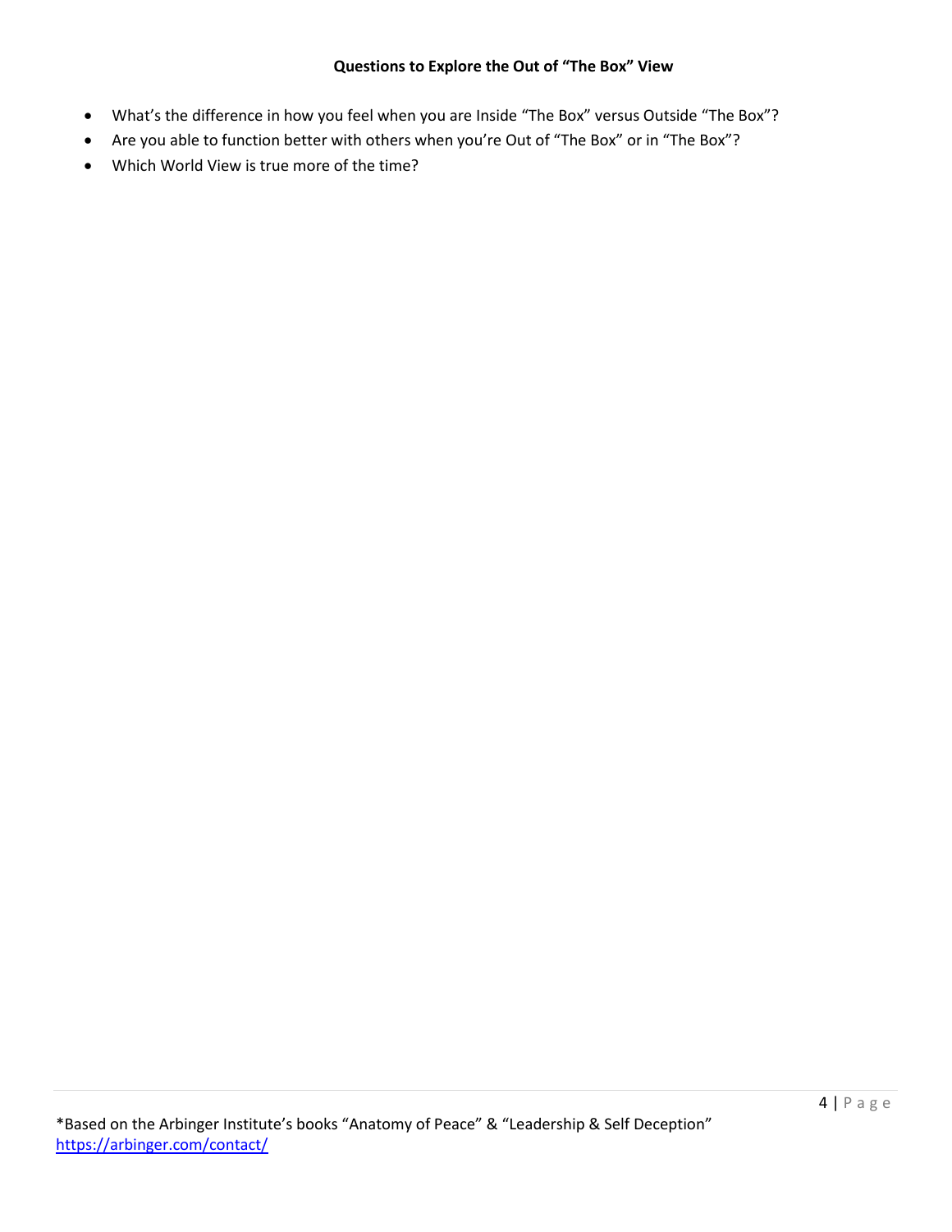**Questions to Explore the Out of "The Box" View**

- What's the difference in how you feel when you are Inside "The Box" versus Outside "The Box"?
- Are you able to function better with others when you're Out of "The Box" or in "The Box"?
- Which World View is true more of the time?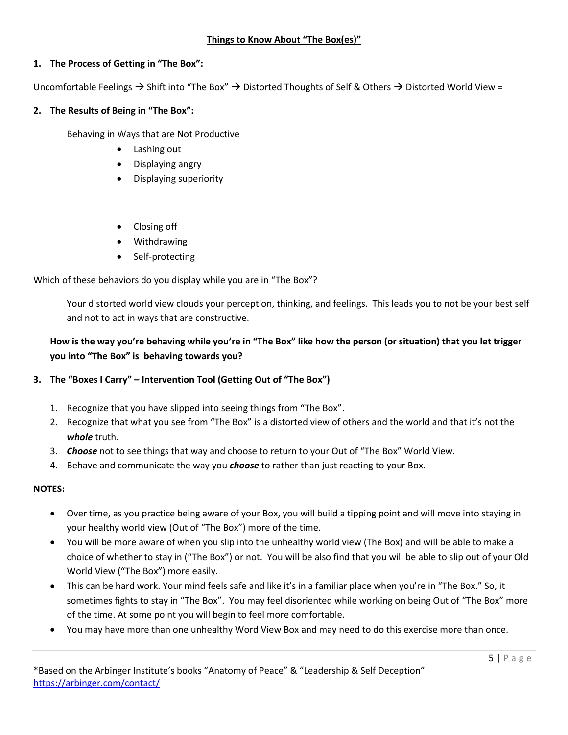## <u>Things to Know About "The Box(es)"</u>

### 1. The Process of Getting in "The Box":

Uncomfortable Feelings → Shift into "The Box" → Distorted Thoughts of Self & Others → Distorted World View =

### 2. The Results of Being in "The Box":

Behaving in Ways that are Not Productive

- Lashing out
- Displaying angry
- Displaying superiority

- Closing off
- Withdrawing
- Self-protecting

Which of these behaviors do you display while you are in "The Box"?

Your distorted world view clouds your perception, thinking, and feelings. This leads you to not be your best self and not to act in ways that are constructive.

**How is the way you're behaving while you're in "The Box" like how the person (or situation) that you let trigger you into "The Box" is behaving towards you?**

### 3. The "Boxes I Carry" – Intervention Tool (Getting Out of "The Box")

1. Recognize that you have slipped into seeing things from "The Box".
2. Recognize that what you see from "The Box" is a distorted view of others and the world and that it's not the ***whole*** truth.
3. ***Choose*** not to see things that way and choose to return to your Out of "The Box" World View.
4. Behave and communicate the way you ***choose*** to rather than just reacting to your Box.

**NOTES:**

- Over time, as you practice being aware of your Box, you will build a tipping point and will move into staying in your healthy world view (Out of "The Box") more of the time.
- You will be more aware of when you slip into the unhealthy world view (The Box) and will be able to make a choice of whether to stay in ("The Box") or not. You will be also find that you will be able to slip out of your Old World View ("The Box") more easily.
- This can be hard work. Your mind feels safe and like it's in a familiar place when you're in "The Box." So, it sometimes fights to stay in "The Box". You may feel disoriented while working on being Out of "The Box" more of the time. At some point you will begin to feel more comfortable.
- You may have more than one unhealthy Word View Box and may need to do this exercise more than once.

*Based on the Arbinger Institute's books "Anatomy of Peace" & "Leadership & Self Deception"
https://arbinger.com/contact/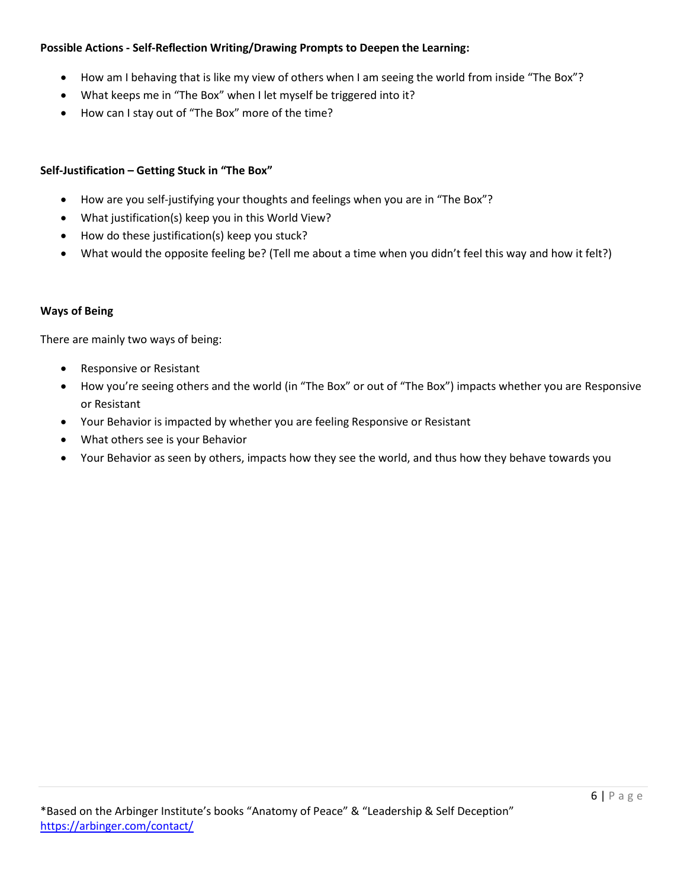**Possible Actions - Self-Reflection Writing/Drawing Prompts to Deepen the Learning:**

- How am I behaving that is like my view of others when I am seeing the world from inside "The Box"?
- What keeps me in "The Box" when I let myself be triggered into it?
- How can I stay out of "The Box" more of the time?

**Self-Justification – Getting Stuck in "The Box"**

- How are you self-justifying your thoughts and feelings when you are in "The Box"?
- What justification(s) keep you in this World View?
- How do these justification(s) keep you stuck?
- What would the opposite feeling be? (Tell me about a time when you didn't feel this way and how it felt?)

**Ways of Being**

There are mainly two ways of being:

- Responsive or Resistant
- How you're seeing others and the world (in "The Box" or out of "The Box") impacts whether you are Responsive or Resistant
- Your Behavior is impacted by whether you are feeling Responsive or Resistant
- What others see is your Behavior
- Your Behavior as seen by others, impacts how they see the world, and thus how they behave towards you

*Based on the Arbinger Institute's books "Anatomy of Peace" & "Leadership & Self Deception"
https://arbinger.com/contact/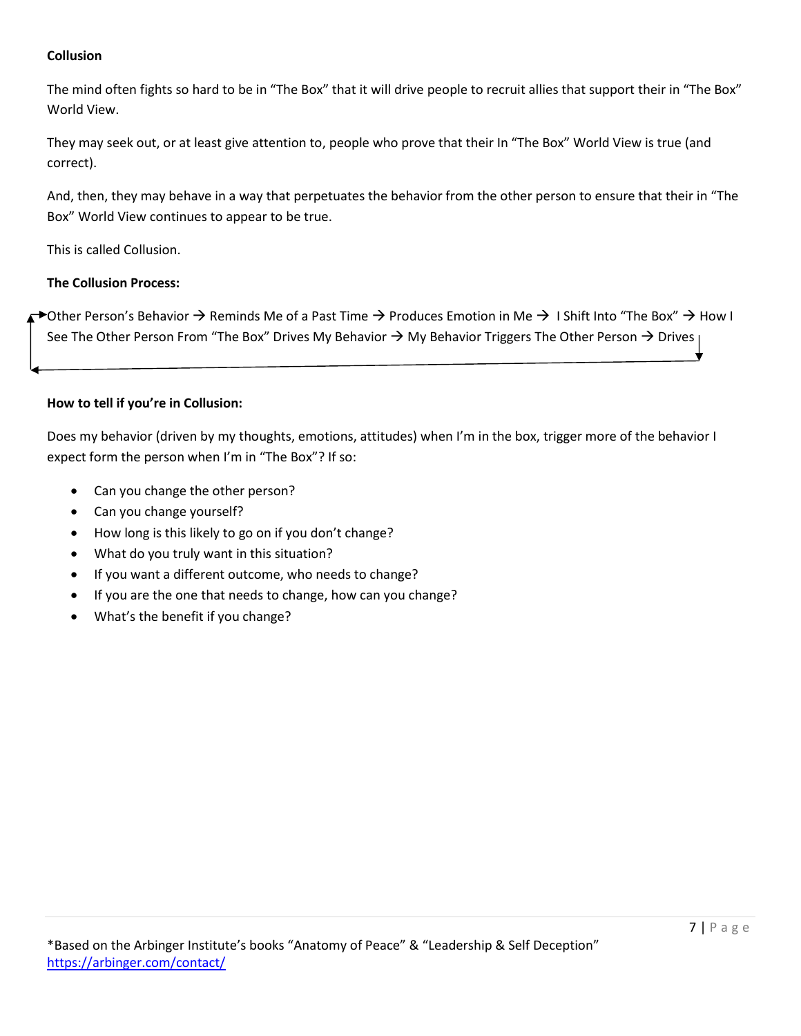**Collusion**

The mind often fights so hard to be in "The Box" that it will drive people to recruit allies that support their in "The Box" World View.

They may seek out, or at least give attention to, people who prove that their In "The Box" World View is true (and correct).

And, then, they may behave in a way that perpetuates the behavior from the other person to ensure that their in "The Box" World View continues to appear to be true.

This is called Collusion.

**The Collusion Process:**

Other Person's Behavior → Reminds Me of a Past Time → Produces Emotion in Me → I Shift Into "The Box" → How I See The Other Person From "The Box" Drives My Behavior → My Behavior Triggers The Other Person → Drives

**How to tell if you're in Collusion:**

Does my behavior (driven by my thoughts, emotions, attitudes) when I'm in the box, trigger more of the behavior I expect form the person when I'm in "The Box"? If so:

- Can you change the other person?
- Can you change yourself?
- How long is this likely to go on if you don't change?
- What do you truly want in this situation?
- If you want a different outcome, who needs to change?
- If you are the one that needs to change, how can you change?
- What's the benefit if you change?

*Based on the Arbinger Institute's books "Anatomy of Peace" & "Leadership & Self Deception"
https://arbinger.com/contact/